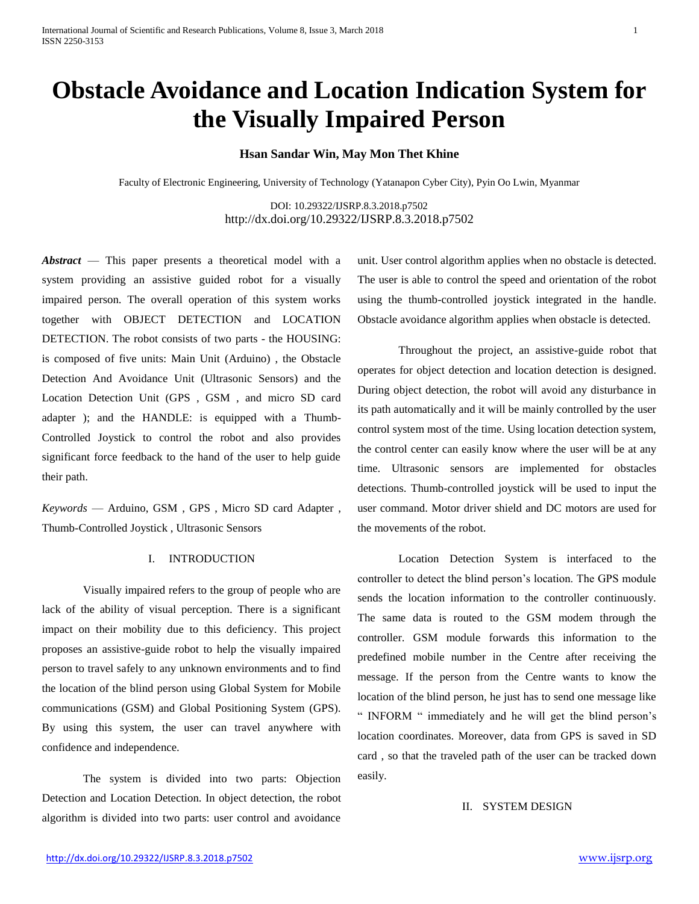# Obstacle Avoidance and Location Indication System for the Visually Impaired Person

**Hsan Sandar Win, May Mon Thet Khine**

Faculty of Electronic Engineering, University of Technology (Yatanapon Cyber City), Pyin Oo Lwin, Myanmar

DOI: 10.29322/IJSRP.8.3.2018.p7502
http://dx.doi.org/10.29322/IJSRP.8.3.2018.p7502

***Abstract*** — This paper presents a theoretical model with a system providing an assistive guided robot for a visually impaired person. The overall operation of this system works together with OBJECT DETECTION and LOCATION DETECTION. The robot consists of two parts - the HOUSING: is composed of five units: Main Unit (Arduino) , the Obstacle Detection And Avoidance Unit (Ultrasonic Sensors) and the Location Detection Unit (GPS , GSM , and micro SD card adapter ); and the HANDLE: is equipped with a Thumb-Controlled Joystick to control the robot and also provides significant force feedback to the hand of the user to help guide their path.

*Keywords* — Arduino, GSM , GPS , Micro SD card Adapter , Thumb-Controlled Joystick , Ultrasonic Sensors

## I. INTRODUCTION

Visually impaired refers to the group of people who are lack of the ability of visual perception. There is a significant impact on their mobility due to this deficiency. This project proposes an assistive-guide robot to help the visually impaired person to travel safely to any unknown environments and to find the location of the blind person using Global System for Mobile communications (GSM) and Global Positioning System (GPS). By using this system, the user can travel anywhere with confidence and independence.

The system is divided into two parts: Objection Detection and Location Detection. In object detection, the robot algorithm is divided into two parts: user control and avoidance unit. User control algorithm applies when no obstacle is detected. The user is able to control the speed and orientation of the robot using the thumb-controlled joystick integrated in the handle. Obstacle avoidance algorithm applies when obstacle is detected.

Throughout the project, an assistive-guide robot that operates for object detection and location detection is designed. During object detection, the robot will avoid any disturbance in its path automatically and it will be mainly controlled by the user control system most of the time. Using location detection system, the control center can easily know where the user will be at any time. Ultrasonic sensors are implemented for obstacles detections. Thumb-controlled joystick will be used to input the user command. Motor driver shield and DC motors are used for the movements of the robot.

Location Detection System is interfaced to the controller to detect the blind person's location. The GPS module sends the location information to the controller continuously. The same data is routed to the GSM modem through the controller. GSM module forwards this information to the predefined mobile number in the Centre after receiving the message. If the person from the Centre wants to know the location of the blind person, he just has to send one message like " INFORM " immediately and he will get the blind person's location coordinates. Moreover, data from GPS is saved in SD card , so that the traveled path of the user can be tracked down easily.

## II. SYSTEM DESIGN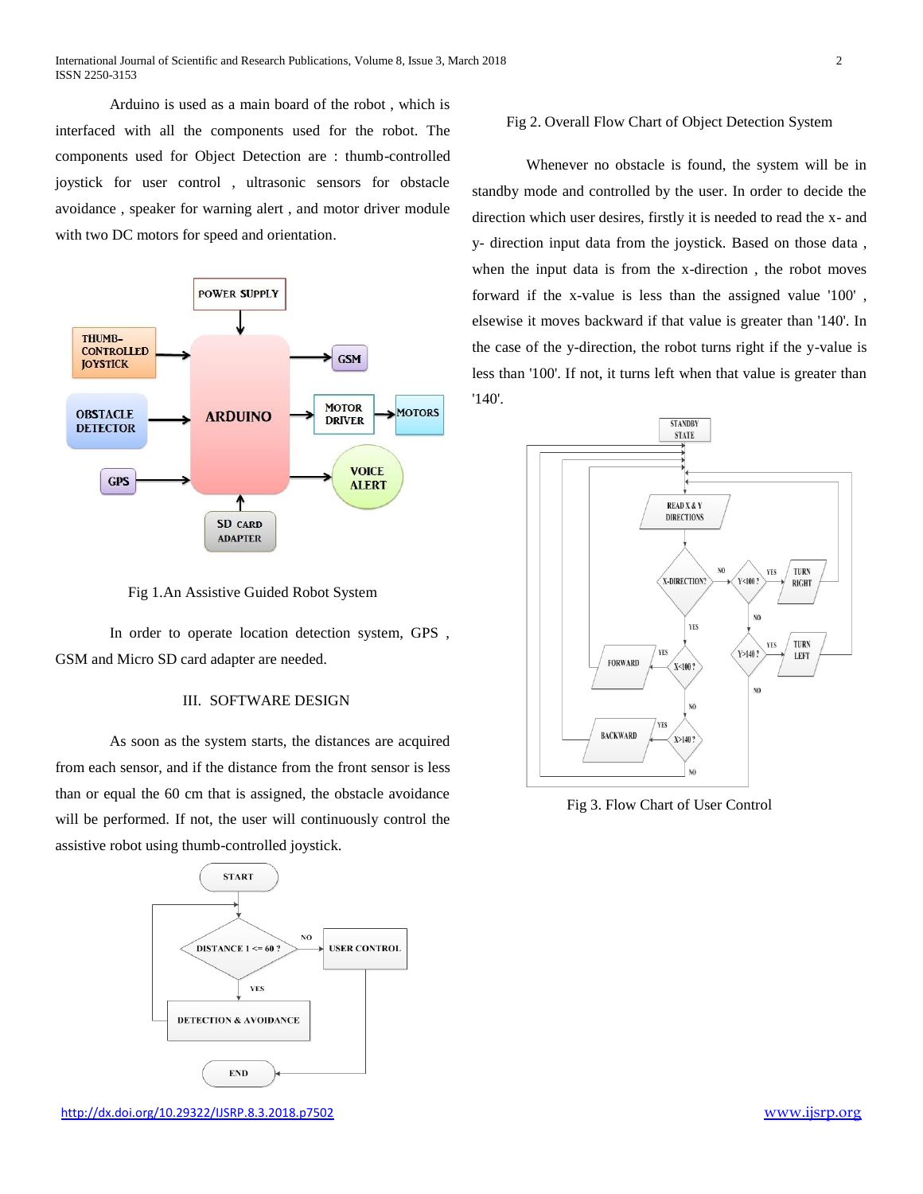Arduino is used as a main board of the robot , which is interfaced with all the components used for the robot. The components used for Object Detection are : thumb-controlled joystick for user control , ultrasonic sensors for obstacle avoidance , speaker for warning alert , and motor driver module with two DC motors for speed and orientation.

Fig 1.An Assistive Guided Robot System

In order to operate location detection system, GPS , GSM and Micro SD card adapter are needed.

## III. SOFTWARE DESIGN

As soon as the system starts, the distances are acquired from each sensor, and if the distance from the front sensor is less than or equal the 60 cm that is assigned, the obstacle avoidance will be performed. If not, the user will continuously control the assistive robot using thumb-controlled joystick.

Fig 2. Overall Flow Chart of Object Detection System

Whenever no obstacle is found, the system will be in standby mode and controlled by the user. In order to decide the direction which user desires, firstly it is needed to read the x- and y- direction input data from the joystick. Based on those data , when the input data is from the x-direction , the robot moves forward if the x-value is less than the assigned value '100' , elsewise it moves backward if that value is greater than '140'. In the case of the y-direction, the robot turns right if the y-value is less than '100'. If not, it turns left when that value is greater than '140'.

Fig 3. Flow Chart of User Control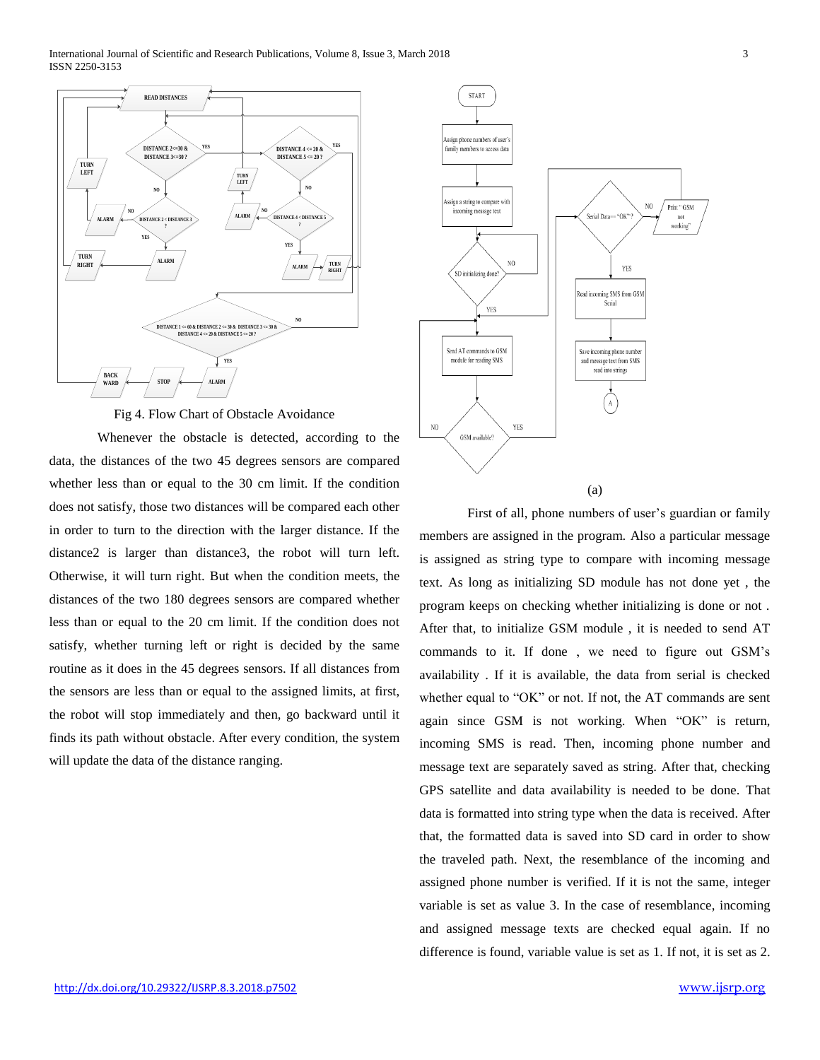Fig 4. Flow Chart of Obstacle Avoidance

Whenever the obstacle is detected, according to the data, the distances of the two 45 degrees sensors are compared whether less than or equal to the 30 cm limit. If the condition does not satisfy, those two distances will be compared each other in order to turn to the direction with the larger distance. If the distance2 is larger than distance3, the robot will turn left. Otherwise, it will turn right. But when the condition meets, the distances of the two 180 degrees sensors are compared whether less than or equal to the 20 cm limit. If the condition does not satisfy, whether turning left or right is decided by the same routine as it does in the 45 degrees sensors. If all distances from the sensors are less than or equal to the assigned limits, at first, the robot will stop immediately and then, go backward until it finds its path without obstacle. After every condition, the system will update the data of the distance ranging.

(a)

First of all, phone numbers of user's guardian or family members are assigned in the program. Also a particular message is assigned as string type to compare with incoming message text. As long as initializing SD module has not done yet , the program keeps on checking whether initializing is done or not . After that, to initialize GSM module , it is needed to send AT commands to it. If done , we need to figure out GSM's availability . If it is available, the data from serial is checked whether equal to "OK" or not. If not, the AT commands are sent again since GSM is not working. When "OK" is return, incoming SMS is read. Then, incoming phone number and message text are separately saved as string. After that, checking GPS satellite and data availability is needed to be done. That data is formatted into string type when the data is received. After that, the formatted data is saved into SD card in order to show the traveled path. Next, the resemblance of the incoming and assigned phone number is verified. If it is not the same, integer variable is set as value 3. In the case of resemblance, incoming and assigned message texts are checked equal again. If no difference is found, variable value is set as 1. If not, it is set as 2.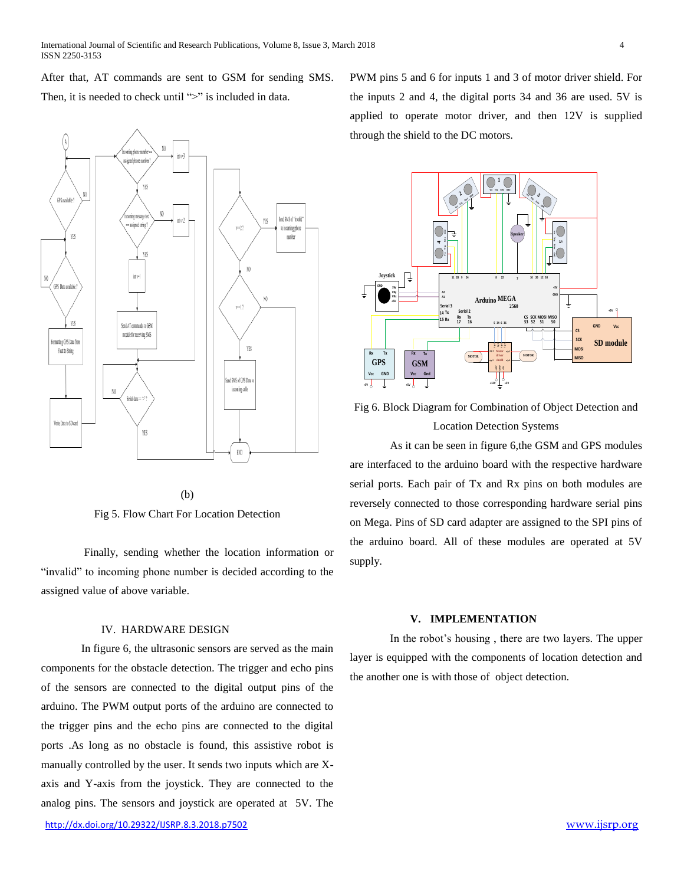After that, AT commands are sent to GSM for sending SMS. Then, it is needed to check until ">" is included in data.

(b)

Fig 5. Flow Chart For Location Detection

Finally, sending whether the location information or "invalid" to incoming phone number is decided according to the assigned value of above variable.

## IV. HARDWARE DESIGN

In figure 6, the ultrasonic sensors are served as the main components for the obstacle detection. The trigger and echo pins of the sensors are connected to the digital output pins of the arduino. The PWM output ports of the arduino are connected to the trigger pins and the echo pins are connected to the digital ports .As long as no obstacle is found, this assistive robot is manually controlled by the user. It sends two inputs which are X-axis and Y-axis from the joystick. They are connected to the analog pins. The sensors and joystick are operated at 5V. The PWM pins 5 and 6 for inputs 1 and 3 of motor driver shield. For the inputs 2 and 4, the digital ports 34 and 36 are used. 5V is applied to operate motor driver, and then 12V is supplied through the shield to the DC motors.

Fig 6. Block Diagram for Combination of Object Detection and Location Detection Systems

As it can be seen in figure 6,the GSM and GPS modules are interfaced to the arduino board with the respective hardware serial ports. Each pair of Tx and Rx pins on both modules are reversely connected to those corresponding hardware serial pins on Mega. Pins of SD card adapter are assigned to the SPI pins of the arduino board. All of these modules are operated at 5V supply.

## V. IMPLEMENTATION

In the robot's housing , there are two layers. The upper layer is equipped with the components of location detection and the another one is with those of object detection.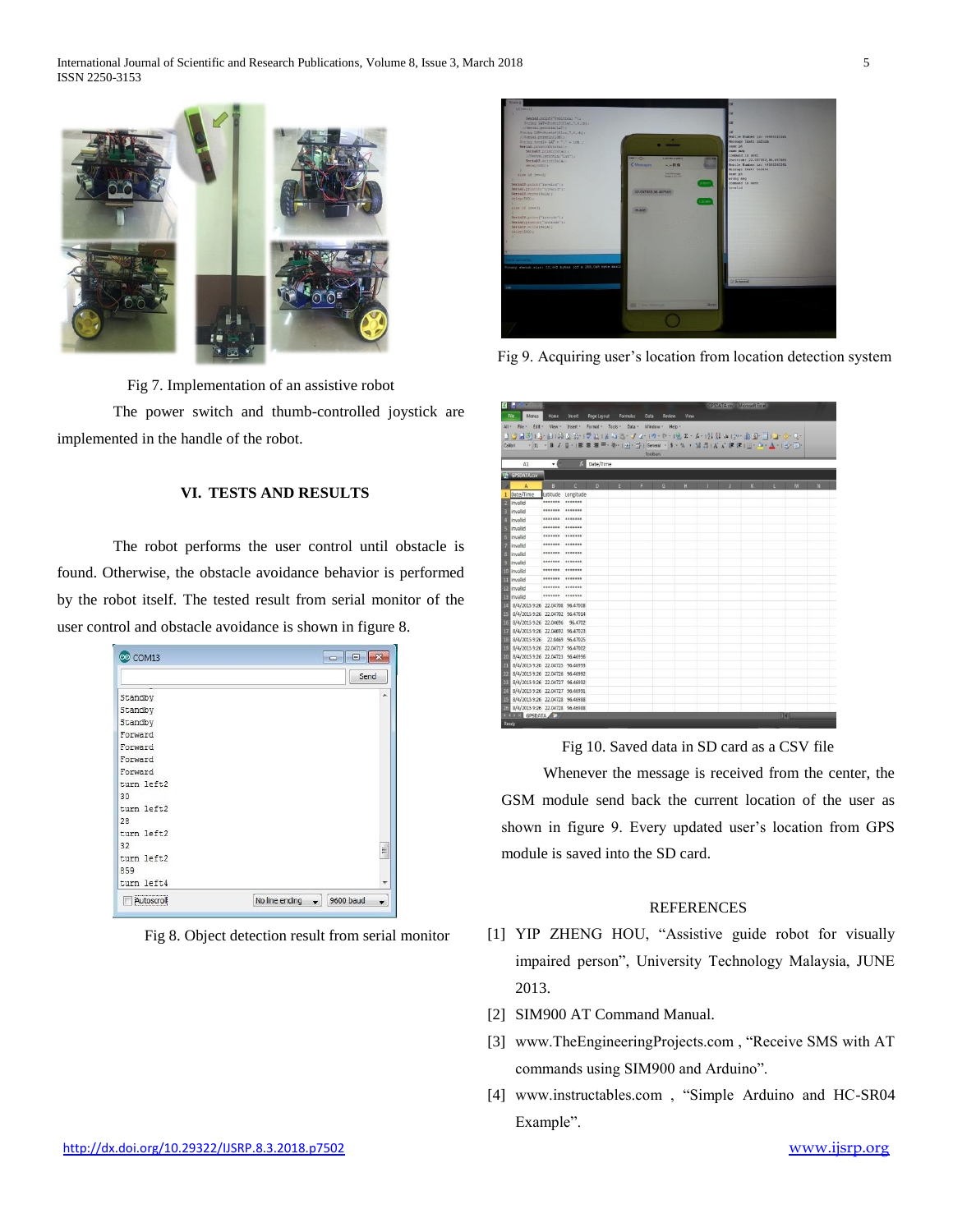Fig 7. Implementation of an assistive robot

The power switch and thumb-controlled joystick are implemented in the handle of the robot.

## VI. TESTS AND RESULTS

The robot performs the user control until obstacle is found. Otherwise, the obstacle avoidance behavior is performed by the robot itself. The tested result from serial monitor of the user control and obstacle avoidance is shown in figure 8.

Fig 8. Object detection result from serial monitor

Fig 9. Acquiring user's location from location detection system

Fig 10. Saved data in SD card as a CSV file

Whenever the message is received from the center, the GSM module send back the current location of the user as shown in figure 9. Every updated user's location from GPS module is saved into the SD card.

## REFERENCES

[1] YIP ZHENG HOU, "Assistive guide robot for visually impaired person", University Technology Malaysia, JUNE 2013.

[2] SIM900 AT Command Manual.

[3] www.TheEngineeringProjects.com , "Receive SMS with AT commands using SIM900 and Arduino".

[4] www.instructables.com , "Simple Arduino and HC-SR04 Example".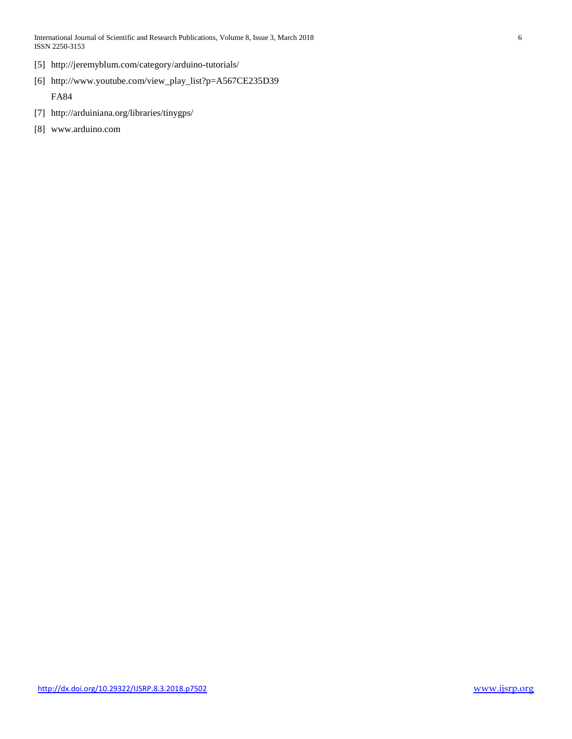[5] http://jeremyblum.com/category/arduino-tutorials/

[6] http://www.youtube.com/view_play_list?p=A567CE235D39FA84

[7] http://arduiniana.org/libraries/tinygps/

[8] www.arduino.com